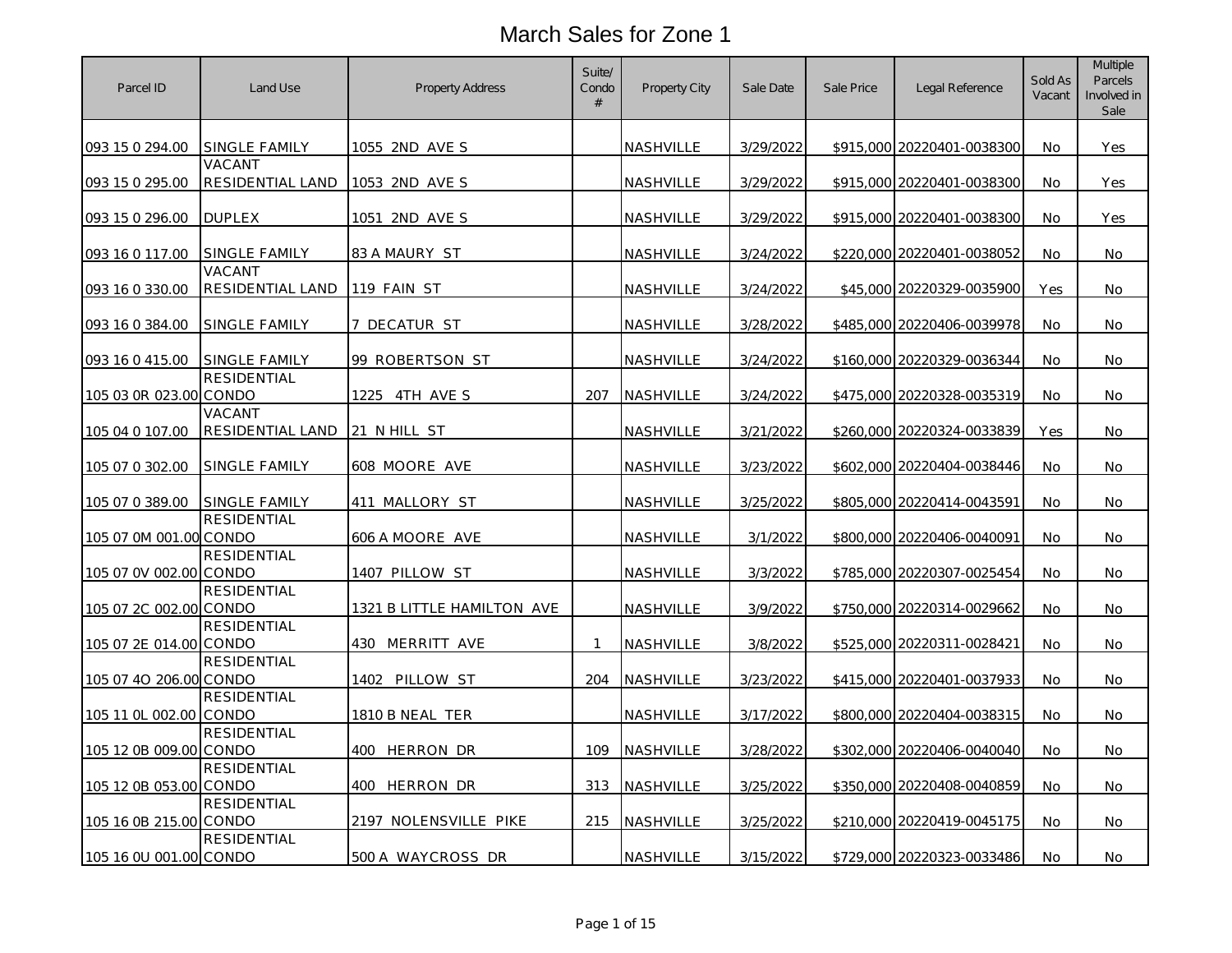# March Sales for Zone 1

| Parcel ID | Land Use | Property Address | Suite/ Condo # | Property City | Sale Date | Sale Price | Legal Reference | Sold As Vacant | Multiple Parcels Involved in Sale |
|---|---|---|---|---|---|---|---|---|---|
| 093 15 0 294.00 | SINGLE FAMILY | 1055 2ND AVE S | | NASHVILLE | 3/29/2022 | $915,000 | 20220401-0038300 | No | Yes |
| 093 15 0 295.00 | VACANT RESIDENTIAL LAND | 1053 2ND AVE S | | NASHVILLE | 3/29/2022 | $915,000 | 20220401-0038300 | No | Yes |
| 093 15 0 296.00 | DUPLEX | 1051 2ND AVE S | | NASHVILLE | 3/29/2022 | $915,000 | 20220401-0038300 | No | Yes |
| 093 16 0 117.00 | SINGLE FAMILY | 83 A MAURY ST | | NASHVILLE | 3/24/2022 | $220,000 | 20220401-0038052 | No | No |
| 093 16 0 330.00 | VACANT RESIDENTIAL LAND | 119 FAIN ST | | NASHVILLE | 3/24/2022 | $45,000 | 20220329-0035900 | Yes | No |
| 093 16 0 384.00 | SINGLE FAMILY | 7 DECATUR ST | | NASHVILLE | 3/28/2022 | $485,000 | 20220406-0039978 | No | No |
| 093 16 0 415.00 | SINGLE FAMILY | 99 ROBERTSON ST | | NASHVILLE | 3/24/2022 | $160,000 | 20220329-0036344 | No | No |
| 105 03 0R 023.00 | RESIDENTIAL CONDO | 1225 4TH AVE S | 207 | NASHVILLE | 3/24/2022 | $475,000 | 20220328-0035319 | No | No |
| 105 04 0 107.00 | VACANT RESIDENTIAL LAND | 21 N HILL ST | | NASHVILLE | 3/21/2022 | $260,000 | 20220324-0033839 | Yes | No |
| 105 07 0 302.00 | SINGLE FAMILY | 608 MOORE AVE | | NASHVILLE | 3/23/2022 | $602,000 | 20220404-0038446 | No | No |
| 105 07 0 389.00 | SINGLE FAMILY | 411 MALLORY ST | | NASHVILLE | 3/25/2022 | $805,000 | 20220414-0043591 | No | No |
| 105 07 0M 001.00 | RESIDENTIAL CONDO | 606 A MOORE AVE | | NASHVILLE | 3/1/2022 | $800,000 | 20220406-0040091 | No | No |
| 105 07 0V 002.00 | RESIDENTIAL CONDO | 1407 PILLOW ST | | NASHVILLE | 3/3/2022 | $785,000 | 20220307-0025454 | No | No |
| 105 07 2C 002.00 | RESIDENTIAL CONDO | 1321 B LITTLE HAMILTON AVE | | NASHVILLE | 3/9/2022 | $750,000 | 20220314-0029662 | No | No |
| 105 07 2E 014.00 | RESIDENTIAL CONDO | 430 MERRITT AVE | 1 | NASHVILLE | 3/8/2022 | $525,000 | 20220311-0028421 | No | No |
| 105 07 4O 206.00 | RESIDENTIAL CONDO | 1402 PILLOW ST | 204 | NASHVILLE | 3/23/2022 | $415,000 | 20220401-0037933 | No | No |
| 105 11 0L 002.00 | RESIDENTIAL CONDO | 1810 B NEAL TER | | NASHVILLE | 3/17/2022 | $800,000 | 20220404-0038315 | No | No |
| 105 12 0B 009.00 | RESIDENTIAL CONDO | 400 HERRON DR | 109 | NASHVILLE | 3/28/2022 | $302,000 | 20220406-0040040 | No | No |
| 105 12 0B 053.00 | RESIDENTIAL CONDO | 400 HERRON DR | 313 | NASHVILLE | 3/25/2022 | $350,000 | 20220408-0040859 | No | No |
| 105 16 0B 215.00 | RESIDENTIAL CONDO | 2197 NOLENSVILLE PIKE | 215 | NASHVILLE | 3/25/2022 | $210,000 | 20220419-0045175 | No | No |
| 105 16 0U 001.00 | RESIDENTIAL CONDO | 500 A WAYCROSS DR | | NASHVILLE | 3/15/2022 | $729,000 | 20220323-0033486 | No | No |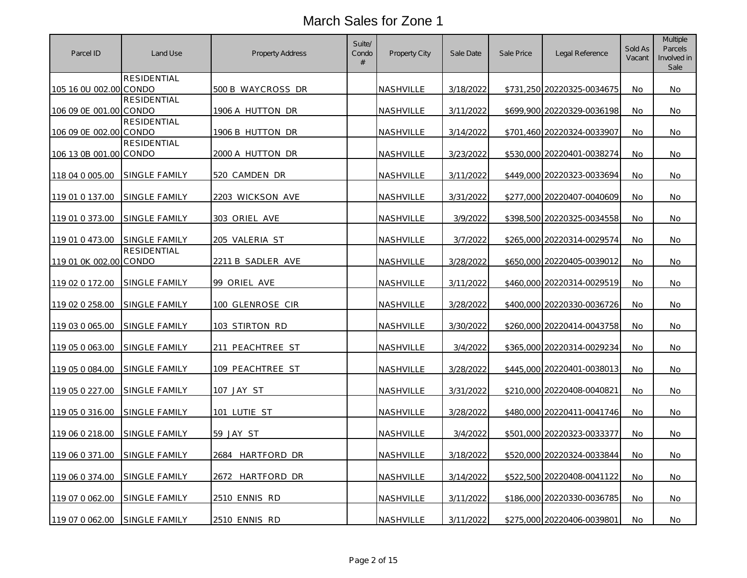# March Sales for Zone 1

| Parcel ID | Land Use | Property Address | Suite/ Condo # | Property City | Sale Date | Sale Price | Legal Reference | Sold As Vacant | Multiple Parcels Involved in Sale |
|---|---|---|---|---|---|---|---|---|---|
| 105 16 0U 002.00 | RESIDENTIAL CONDO | 500 B WAYCROSS DR | | NASHVILLE | 3/18/2022 | $731,250 | 20220325-0034675 | No | No |
| 106 09 0E 001.00 | RESIDENTIAL CONDO | 1906 A HUTTON DR | | NASHVILLE | 3/11/2022 | $699,900 | 20220329-0036198 | No | No |
| 106 09 0E 002.00 | RESIDENTIAL CONDO | 1906 B HUTTON DR | | NASHVILLE | 3/14/2022 | $701,460 | 20220324-0033907 | No | No |
| 106 13 0B 001.00 | RESIDENTIAL CONDO | 2000 A HUTTON DR | | NASHVILLE | 3/23/2022 | $530,000 | 20220401-0038274 | No | No |
| 118 04 0 005.00 | SINGLE FAMILY | 520 CAMDEN DR | | NASHVILLE | 3/11/2022 | $449,000 | 20220323-0033694 | No | No |
| 119 01 0 137.00 | SINGLE FAMILY | 2203 WICKSON AVE | | NASHVILLE | 3/31/2022 | $277,000 | 20220407-0040609 | No | No |
| 119 01 0 373.00 | SINGLE FAMILY | 303 ORIEL AVE | | NASHVILLE | 3/9/2022 | $398,500 | 20220325-0034558 | No | No |
| 119 01 0 473.00 | SINGLE FAMILY | 205 VALERIA ST | | NASHVILLE | 3/7/2022 | $265,000 | 20220314-0029574 | No | No |
| 119 01 0K 002.00 | RESIDENTIAL CONDO | 2211 B SADLER AVE | | NASHVILLE | 3/28/2022 | $650,000 | 20220405-0039012 | No | No |
| 119 02 0 172.00 | SINGLE FAMILY | 99 ORIEL AVE | | NASHVILLE | 3/11/2022 | $460,000 | 20220314-0029519 | No | No |
| 119 02 0 258.00 | SINGLE FAMILY | 100 GLENROSE CIR | | NASHVILLE | 3/28/2022 | $400,000 | 20220330-0036726 | No | No |
| 119 03 0 065.00 | SINGLE FAMILY | 103 STIRTON RD | | NASHVILLE | 3/30/2022 | $260,000 | 20220414-0043758 | No | No |
| 119 05 0 063.00 | SINGLE FAMILY | 211 PEACHTREE ST | | NASHVILLE | 3/4/2022 | $365,000 | 20220314-0029234 | No | No |
| 119 05 0 084.00 | SINGLE FAMILY | 109 PEACHTREE ST | | NASHVILLE | 3/28/2022 | $445,000 | 20220401-0038013 | No | No |
| 119 05 0 227.00 | SINGLE FAMILY | 107 JAY ST | | NASHVILLE | 3/31/2022 | $210,000 | 20220408-0040821 | No | No |
| 119 05 0 316.00 | SINGLE FAMILY | 101 LUTIE ST | | NASHVILLE | 3/28/2022 | $480,000 | 20220411-0041746 | No | No |
| 119 06 0 218.00 | SINGLE FAMILY | 59 JAY ST | | NASHVILLE | 3/4/2022 | $501,000 | 20220323-0033377 | No | No |
| 119 06 0 371.00 | SINGLE FAMILY | 2684 HARTFORD DR | | NASHVILLE | 3/18/2022 | $520,000 | 20220324-0033844 | No | No |
| 119 06 0 374.00 | SINGLE FAMILY | 2672 HARTFORD DR | | NASHVILLE | 3/14/2022 | $522,500 | 20220408-0041122 | No | No |
| 119 07 0 062.00 | SINGLE FAMILY | 2510 ENNIS RD | | NASHVILLE | 3/11/2022 | $186,000 | 20220330-0036785 | No | No |
| 119 07 0 062.00 | SINGLE FAMILY | 2510 ENNIS RD | | NASHVILLE | 3/11/2022 | $275,000 | 20220406-0039801 | No | No |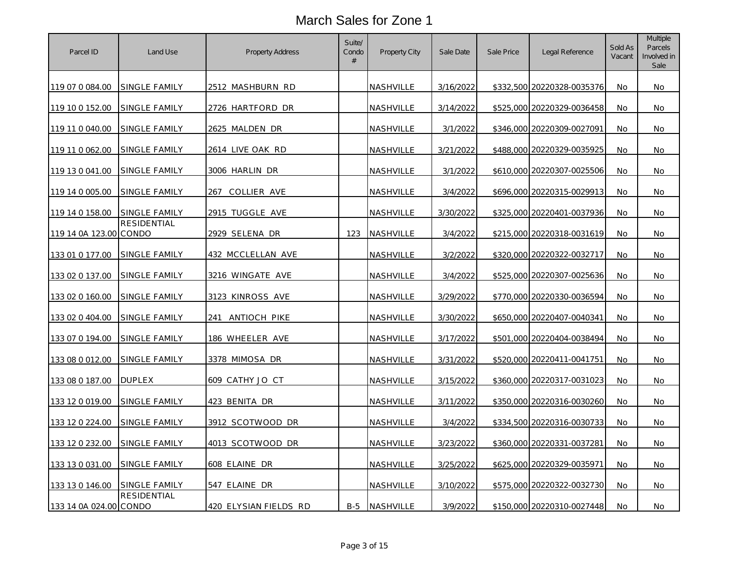# March Sales for Zone 1

| Parcel ID | Land Use | Property Address | Suite/ Condo # | Property City | Sale Date | Sale Price | Legal Reference | Sold As Vacant | Multiple Parcels Involved in Sale |
|---|---|---|---|---|---|---|---|---|---|
| 119 07 0 084.00 | SINGLE FAMILY | 2512 MASHBURN RD | | NASHVILLE | 3/16/2022 | $332,500 | 20220328-0035376 | No | No |
| 119 10 0 152.00 | SINGLE FAMILY | 2726 HARTFORD DR | | NASHVILLE | 3/14/2022 | $525,000 | 20220329-0036458 | No | No |
| 119 11 0 040.00 | SINGLE FAMILY | 2625 MALDEN DR | | NASHVILLE | 3/1/2022 | $346,000 | 20220309-0027091 | No | No |
| 119 11 0 062.00 | SINGLE FAMILY | 2614 LIVE OAK RD | | NASHVILLE | 3/21/2022 | $488,000 | 20220329-0035925 | No | No |
| 119 13 0 041.00 | SINGLE FAMILY | 3006 HARLIN DR | | NASHVILLE | 3/1/2022 | $610,000 | 20220307-0025506 | No | No |
| 119 14 0 005.00 | SINGLE FAMILY | 267 COLLIER AVE | | NASHVILLE | 3/4/2022 | $696,000 | 20220315-0029913 | No | No |
| 119 14 0 158.00 | SINGLE FAMILY | 2915 TUGGLE AVE | | NASHVILLE | 3/30/2022 | $325,000 | 20220401-0037936 | No | No |
| 119 14 0A 123.00 | RESIDENTIAL CONDO | 2929 SELENA DR | 123 | NASHVILLE | 3/4/2022 | $215,000 | 20220318-0031619 | No | No |
| 133 01 0 177.00 | SINGLE FAMILY | 432 MCCLELLAN AVE | | NASHVILLE | 3/2/2022 | $320,000 | 20220322-0032717 | No | No |
| 133 02 0 137.00 | SINGLE FAMILY | 3216 WINGATE AVE | | NASHVILLE | 3/4/2022 | $525,000 | 20220307-0025636 | No | No |
| 133 02 0 160.00 | SINGLE FAMILY | 3123 KINROSS AVE | | NASHVILLE | 3/29/2022 | $770,000 | 20220330-0036594 | No | No |
| 133 02 0 404.00 | SINGLE FAMILY | 241 ANTIOCH PIKE | | NASHVILLE | 3/30/2022 | $650,000 | 20220407-0040341 | No | No |
| 133 07 0 194.00 | SINGLE FAMILY | 186 WHEELER AVE | | NASHVILLE | 3/17/2022 | $501,000 | 20220404-0038494 | No | No |
| 133 08 0 012.00 | SINGLE FAMILY | 3378 MIMOSA DR | | NASHVILLE | 3/31/2022 | $520,000 | 20220411-0041751 | No | No |
| 133 08 0 187.00 | DUPLEX | 609 CATHY JO CT | | NASHVILLE | 3/15/2022 | $360,000 | 20220317-0031023 | No | No |
| 133 12 0 019.00 | SINGLE FAMILY | 423 BENITA DR | | NASHVILLE | 3/11/2022 | $350,000 | 20220316-0030260 | No | No |
| 133 12 0 224.00 | SINGLE FAMILY | 3912 SCOTWOOD DR | | NASHVILLE | 3/4/2022 | $334,500 | 20220316-0030733 | No | No |
| 133 12 0 232.00 | SINGLE FAMILY | 4013 SCOTWOOD DR | | NASHVILLE | 3/23/2022 | $360,000 | 20220331-0037281 | No | No |
| 133 13 0 031.00 | SINGLE FAMILY | 608 ELAINE DR | | NASHVILLE | 3/25/2022 | $625,000 | 20220329-0035971 | No | No |
| 133 13 0 146.00 | SINGLE FAMILY | 547 ELAINE DR | | NASHVILLE | 3/10/2022 | $575,000 | 20220322-0032730 | No | No |
| 133 14 0A 024.00 | RESIDENTIAL CONDO | 420 ELYSIAN FIELDS RD | B-5 | NASHVILLE | 3/9/2022 | $150,000 | 20220310-0027448 | No | No |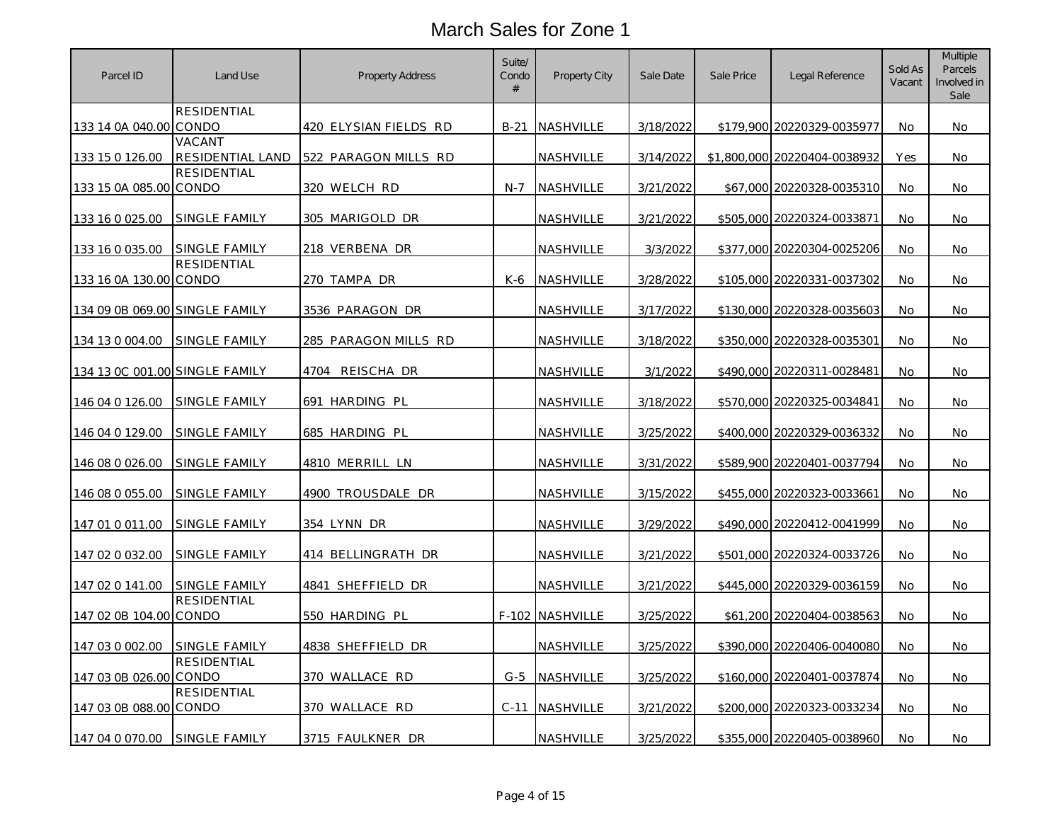# March Sales for Zone 1

| Parcel ID | Land Use | Property Address | Suite/ Condo # | Property City | Sale Date | Sale Price | Legal Reference | Sold As Vacant | Multiple Parcels Involved in Sale |
|---|---|---|---|---|---|---|---|---|---|
| 133 14 0A 040.00 | RESIDENTIAL CONDO | 420 ELYSIAN FIELDS RD | B-21 | NASHVILLE | 3/18/2022 | $179,900 | 20220329-0035977 | No | No |
| 133 15 0 126.00 | VACANT RESIDENTIAL LAND | 522 PARAGON MILLS RD | | NASHVILLE | 3/14/2022 | $1,800,000 | 20220404-0038932 | Yes | No |
| 133 15 0A 085.00 | RESIDENTIAL CONDO | 320 WELCH RD | N-7 | NASHVILLE | 3/21/2022 | $67,000 | 20220328-0035310 | No | No |
| 133 16 0 025.00 | SINGLE FAMILY | 305 MARIGOLD DR | | NASHVILLE | 3/21/2022 | $505,000 | 20220324-0033871 | No | No |
| 133 16 0 035.00 | SINGLE FAMILY | 218 VERBENA DR | | NASHVILLE | 3/3/2022 | $377,000 | 20220304-0025206 | No | No |
| 133 16 0A 130.00 | RESIDENTIAL CONDO | 270 TAMPA DR | K-6 | NASHVILLE | 3/28/2022 | $105,000 | 20220331-0037302 | No | No |
| 134 09 0B 069.00 | SINGLE FAMILY | 3536 PARAGON DR | | NASHVILLE | 3/17/2022 | $130,000 | 20220328-0035603 | No | No |
| 134 13 0 004.00 | SINGLE FAMILY | 285 PARAGON MILLS RD | | NASHVILLE | 3/18/2022 | $350,000 | 20220328-0035301 | No | No |
| 134 13 0C 001.00 | SINGLE FAMILY | 4704 REISCHA DR | | NASHVILLE | 3/1/2022 | $490,000 | 20220311-0028481 | No | No |
| 146 04 0 126.00 | SINGLE FAMILY | 691 HARDING PL | | NASHVILLE | 3/18/2022 | $570,000 | 20220325-0034841 | No | No |
| 146 04 0 129.00 | SINGLE FAMILY | 685 HARDING PL | | NASHVILLE | 3/25/2022 | $400,000 | 20220329-0036332 | No | No |
| 146 08 0 026.00 | SINGLE FAMILY | 4810 MERRILL LN | | NASHVILLE | 3/31/2022 | $589,900 | 20220401-0037794 | No | No |
| 146 08 0 055.00 | SINGLE FAMILY | 4900 TROUSDALE DR | | NASHVILLE | 3/15/2022 | $455,000 | 20220323-0033661 | No | No |
| 147 01 0 011.00 | SINGLE FAMILY | 354 LYNN DR | | NASHVILLE | 3/29/2022 | $490,000 | 20220412-0041999 | No | No |
| 147 02 0 032.00 | SINGLE FAMILY | 414 BELLINGRATH DR | | NASHVILLE | 3/21/2022 | $501,000 | 20220324-0033726 | No | No |
| 147 02 0 141.00 | SINGLE FAMILY | 4841 SHEFFIELD DR | | NASHVILLE | 3/21/2022 | $445,000 | 20220329-0036159 | No | No |
| 147 02 0B 104.00 | RESIDENTIAL CONDO | 550 HARDING PL | F-102 | NASHVILLE | 3/25/2022 | $61,200 | 20220404-0038563 | No | No |
| 147 03 0 002.00 | SINGLE FAMILY | 4838 SHEFFIELD DR | | NASHVILLE | 3/25/2022 | $390,000 | 20220406-0040080 | No | No |
| 147 03 0B 026.00 | RESIDENTIAL CONDO | 370 WALLACE RD | G-5 | NASHVILLE | 3/25/2022 | $160,000 | 20220401-0037874 | No | No |
| 147 03 0B 088.00 | RESIDENTIAL CONDO | 370 WALLACE RD | C-11 | NASHVILLE | 3/21/2022 | $200,000 | 20220323-0033234 | No | No |
| 147 04 0 070.00 | SINGLE FAMILY | 3715 FAULKNER DR | | NASHVILLE | 3/25/2022 | $355,000 | 20220405-0038960 | No | No |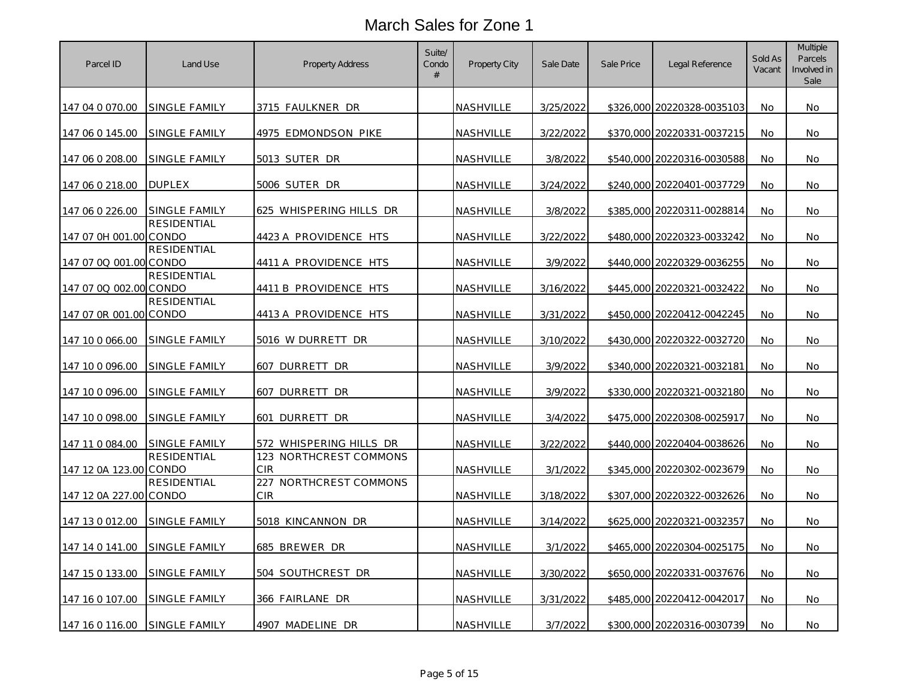# March Sales for Zone 1

| Parcel ID | Land Use | Property Address | Suite/ Condo # | Property City | Sale Date | Sale Price | Legal Reference | Sold As Vacant | Multiple Parcels Involved in Sale |
|---|---|---|---|---|---|---|---|---|---|
| 147 04 0 070.00 | SINGLE FAMILY | 3715 FAULKNER DR | | NASHVILLE | 3/25/2022 | $326,000 | 20220328-0035103 | No | No |
| 147 06 0 145.00 | SINGLE FAMILY | 4975 EDMONDSON PIKE | | NASHVILLE | 3/22/2022 | $370,000 | 20220331-0037215 | No | No |
| 147 06 0 208.00 | SINGLE FAMILY | 5013 SUTER DR | | NASHVILLE | 3/8/2022 | $540,000 | 20220316-0030588 | No | No |
| 147 06 0 218.00 | DUPLEX | 5006 SUTER DR | | NASHVILLE | 3/24/2022 | $240,000 | 20220401-0037729 | No | No |
| 147 06 0 226.00 | SINGLE FAMILY | 625 WHISPERING HILLS DR | | NASHVILLE | 3/8/2022 | $385,000 | 20220311-0028814 | No | No |
| 147 07 0H 001.00 | RESIDENTIAL CONDO | 4423 A PROVIDENCE HTS | | NASHVILLE | 3/22/2022 | $480,000 | 20220323-0033242 | No | No |
| 147 07 0Q 001.00 | RESIDENTIAL CONDO | 4411 A PROVIDENCE HTS | | NASHVILLE | 3/9/2022 | $440,000 | 20220329-0036255 | No | No |
| 147 07 0Q 002.00 | RESIDENTIAL CONDO | 4411 B PROVIDENCE HTS | | NASHVILLE | 3/16/2022 | $445,000 | 20220321-0032422 | No | No |
| 147 07 0R 001.00 | RESIDENTIAL CONDO | 4413 A PROVIDENCE HTS | | NASHVILLE | 3/31/2022 | $450,000 | 20220412-0042245 | No | No |
| 147 10 0 066.00 | SINGLE FAMILY | 5016 W DURRETT DR | | NASHVILLE | 3/10/2022 | $430,000 | 20220322-0032720 | No | No |
| 147 10 0 096.00 | SINGLE FAMILY | 607 DURRETT DR | | NASHVILLE | 3/9/2022 | $340,000 | 20220321-0032181 | No | No |
| 147 10 0 096.00 | SINGLE FAMILY | 607 DURRETT DR | | NASHVILLE | 3/9/2022 | $330,000 | 20220321-0032180 | No | No |
| 147 10 0 098.00 | SINGLE FAMILY | 601 DURRETT DR | | NASHVILLE | 3/4/2022 | $475,000 | 20220308-0025917 | No | No |
| 147 11 0 084.00 | SINGLE FAMILY | 572 WHISPERING HILLS DR | | NASHVILLE | 3/22/2022 | $440,000 | 20220404-0038626 | No | No |
| 147 12 0A 123.00 | RESIDENTIAL CONDO | 123 NORTHCREST COMMONS CIR | | NASHVILLE | 3/1/2022 | $345,000 | 20220302-0023679 | No | No |
| 147 12 0A 227.00 | RESIDENTIAL CONDO | 227 NORTHCREST COMMONS CIR | | NASHVILLE | 3/18/2022 | $307,000 | 20220322-0032626 | No | No |
| 147 13 0 012.00 | SINGLE FAMILY | 5018 KINCANNON DR | | NASHVILLE | 3/14/2022 | $625,000 | 20220321-0032357 | No | No |
| 147 14 0 141.00 | SINGLE FAMILY | 685 BREWER DR | | NASHVILLE | 3/1/2022 | $465,000 | 20220304-0025175 | No | No |
| 147 15 0 133.00 | SINGLE FAMILY | 504 SOUTHCREST DR | | NASHVILLE | 3/30/2022 | $650,000 | 20220331-0037676 | No | No |
| 147 16 0 107.00 | SINGLE FAMILY | 366 FAIRLANE DR | | NASHVILLE | 3/31/2022 | $485,000 | 20220412-0042017 | No | No |
| 147 16 0 116.00 | SINGLE FAMILY | 4907 MADELINE DR | | NASHVILLE | 3/7/2022 | $300,000 | 20220316-0030739 | No | No |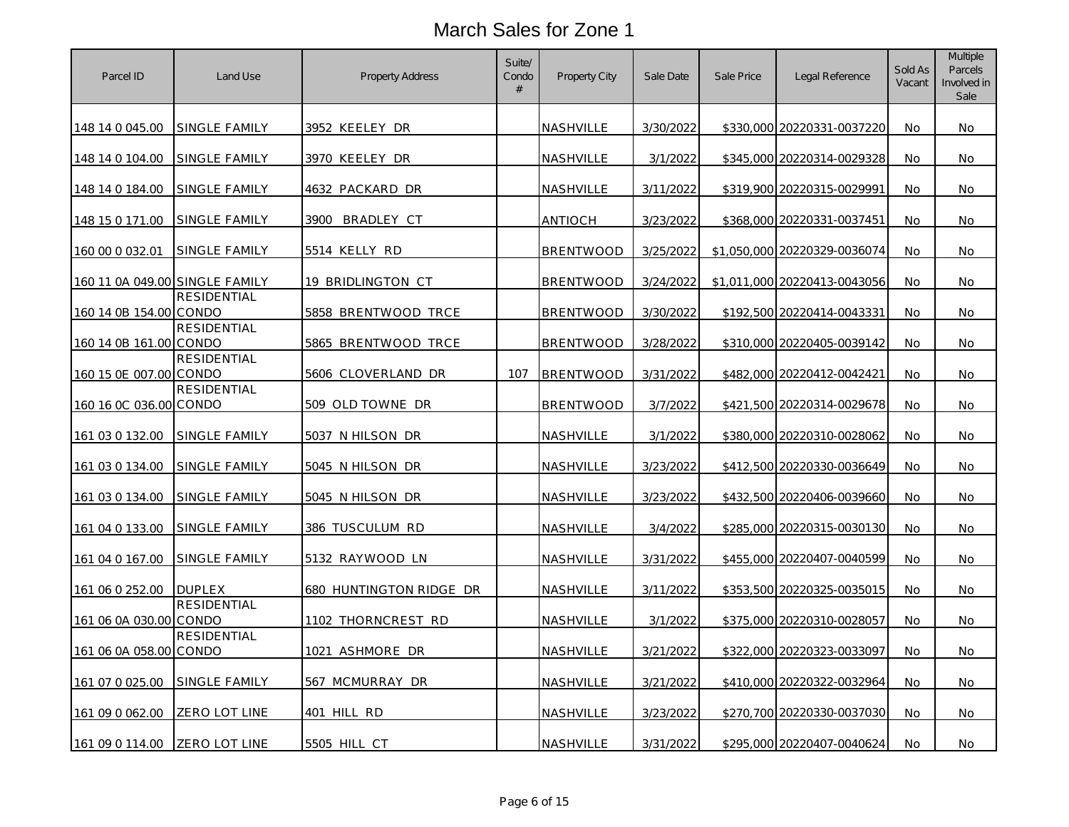# March Sales for Zone 1

| Parcel ID | Land Use | Property Address | Suite/ Condo # | Property City | Sale Date | Sale Price | Legal Reference | Sold As Vacant | Multiple Parcels Involved in Sale |
|---|---|---|---|---|---|---|---|---|---|
| 148 14 0 045.00 | SINGLE FAMILY | 3952 KEELEY DR | | NASHVILLE | 3/30/2022 | $330,000 | 20220331-0037220 | No | No |
| 148 14 0 104.00 | SINGLE FAMILY | 3970 KEELEY DR | | NASHVILLE | 3/1/2022 | $345,000 | 20220314-0029328 | No | No |
| 148 14 0 184.00 | SINGLE FAMILY | 4632 PACKARD DR | | NASHVILLE | 3/11/2022 | $319,900 | 20220315-0029991 | No | No |
| 148 15 0 171.00 | SINGLE FAMILY | 3900 BRADLEY CT | | ANTIOCH | 3/23/2022 | $368,000 | 20220331-0037451 | No | No |
| 160 00 0 032.01 | SINGLE FAMILY | 5514 KELLY RD | | BRENTWOOD | 3/25/2022 | $1,050,000 | 20220329-0036074 | No | No |
| 160 11 0A 049.00 | SINGLE FAMILY | 19 BRIDLINGTON CT | | BRENTWOOD | 3/24/2022 | $1,011,000 | 20220413-0043056 | No | No |
| 160 14 0B 154.00 | RESIDENTIAL CONDO | 5858 BRENTWOOD TRCE | | BRENTWOOD | 3/30/2022 | $192,500 | 20220414-0043331 | No | No |
| 160 14 0B 161.00 | RESIDENTIAL CONDO | 5865 BRENTWOOD TRCE | | BRENTWOOD | 3/28/2022 | $310,000 | 20220405-0039142 | No | No |
| 160 15 0E 007.00 | RESIDENTIAL CONDO | 5606 CLOVERLAND DR | 107 | BRENTWOOD | 3/31/2022 | $482,000 | 20220412-0042421 | No | No |
| 160 16 0C 036.00 | RESIDENTIAL CONDO | 509 OLD TOWNE DR | | BRENTWOOD | 3/7/2022 | $421,500 | 20220314-0029678 | No | No |
| 161 03 0 132.00 | SINGLE FAMILY | 5037 N HILSON DR | | NASHVILLE | 3/1/2022 | $380,000 | 20220310-0028062 | No | No |
| 161 03 0 134.00 | SINGLE FAMILY | 5045 N HILSON DR | | NASHVILLE | 3/23/2022 | $412,500 | 20220330-0036649 | No | No |
| 161 03 0 134.00 | SINGLE FAMILY | 5045 N HILSON DR | | NASHVILLE | 3/23/2022 | $432,500 | 20220406-0039660 | No | No |
| 161 04 0 133.00 | SINGLE FAMILY | 386 TUSCULUM RD | | NASHVILLE | 3/4/2022 | $285,000 | 20220315-0030130 | No | No |
| 161 04 0 167.00 | SINGLE FAMILY | 5132 RAYWOOD LN | | NASHVILLE | 3/31/2022 | $455,000 | 20220407-0040599 | No | No |
| 161 06 0 252.00 | DUPLEX | 680 HUNTINGTON RIDGE DR | | NASHVILLE | 3/11/2022 | $353,500 | 20220325-0035015 | No | No |
| 161 06 0A 030.00 | RESIDENTIAL CONDO | 1102 THORNCREST RD | | NASHVILLE | 3/1/2022 | $375,000 | 20220310-0028057 | No | No |
| 161 06 0A 058.00 | RESIDENTIAL CONDO | 1021 ASHMORE DR | | NASHVILLE | 3/21/2022 | $322,000 | 20220323-0033097 | No | No |
| 161 07 0 025.00 | SINGLE FAMILY | 567 MCMURRAY DR | | NASHVILLE | 3/21/2022 | $410,000 | 20220322-0032964 | No | No |
| 161 09 0 062.00 | ZERO LOT LINE | 401 HILL RD | | NASHVILLE | 3/23/2022 | $270,700 | 20220330-0037030 | No | No |
| 161 09 0 114.00 | ZERO LOT LINE | 5505 HILL CT | | NASHVILLE | 3/31/2022 | $295,000 | 20220407-0040624 | No | No |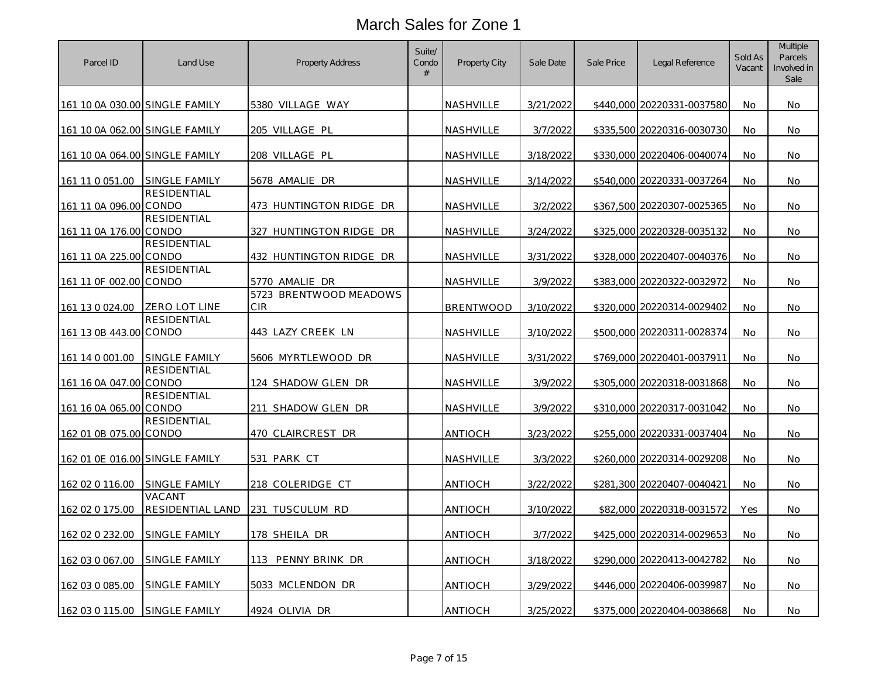# March Sales for Zone 1

| Parcel ID | Land Use | Property Address | Suite/ Condo # | Property City | Sale Date | Sale Price | Legal Reference | Sold As Vacant | Multiple Parcels Involved in Sale |
|---|---|---|---|---|---|---|---|---|---|
| 161 10 0A 030.00 | SINGLE FAMILY | 5380 VILLAGE WAY | | NASHVILLE | 3/21/2022 | $440,000 | 20220331-0037580 | No | No |
| 161 10 0A 062.00 | SINGLE FAMILY | 205 VILLAGE PL | | NASHVILLE | 3/7/2022 | $335,500 | 20220316-0030730 | No | No |
| 161 10 0A 064.00 | SINGLE FAMILY | 208 VILLAGE PL | | NASHVILLE | 3/18/2022 | $330,000 | 20220406-0040074 | No | No |
| 161 11 0 051.00 | SINGLE FAMILY | 5678 AMALIE DR | | NASHVILLE | 3/14/2022 | $540,000 | 20220331-0037264 | No | No |
| 161 11 0A 096.00 | RESIDENTIAL CONDO | 473 HUNTINGTON RIDGE DR | | NASHVILLE | 3/2/2022 | $367,500 | 20220307-0025365 | No | No |
| 161 11 0A 176.00 | RESIDENTIAL CONDO | 327 HUNTINGTON RIDGE DR | | NASHVILLE | 3/24/2022 | $325,000 | 20220328-0035132 | No | No |
| 161 11 0A 225.00 | RESIDENTIAL CONDO | 432 HUNTINGTON RIDGE DR | | NASHVILLE | 3/31/2022 | $328,000 | 20220407-0040376 | No | No |
| 161 11 0F 002.00 | RESIDENTIAL CONDO | 5770 AMALIE DR | | NASHVILLE | 3/9/2022 | $383,000 | 20220322-0032972 | No | No |
| 161 13 0 024.00 | ZERO LOT LINE | 5723 BRENTWOOD MEADOWS CIR | | BRENTWOOD | 3/10/2022 | $320,000 | 20220314-0029402 | No | No |
| 161 13 0B 443.00 | RESIDENTIAL CONDO | 443 LAZY CREEK LN | | NASHVILLE | 3/10/2022 | $500,000 | 20220311-0028374 | No | No |
| 161 14 0 001.00 | SINGLE FAMILY | 5606 MYRTLEWOOD DR | | NASHVILLE | 3/31/2022 | $769,000 | 20220401-0037911 | No | No |
| 161 16 0A 047.00 | RESIDENTIAL CONDO | 124 SHADOW GLEN DR | | NASHVILLE | 3/9/2022 | $305,000 | 20220318-0031868 | No | No |
| 161 16 0A 065.00 | RESIDENTIAL CONDO | 211 SHADOW GLEN DR | | NASHVILLE | 3/9/2022 | $310,000 | 20220317-0031042 | No | No |
| 162 01 0B 075.00 | RESIDENTIAL CONDO | 470 CLAIRCREST DR | | ANTIOCH | 3/23/2022 | $255,000 | 20220331-0037404 | No | No |
| 162 01 0E 016.00 | SINGLE FAMILY | 531 PARK CT | | NASHVILLE | 3/3/2022 | $260,000 | 20220314-0029208 | No | No |
| 162 02 0 116.00 | SINGLE FAMILY | 218 COLERIDGE CT | | ANTIOCH | 3/22/2022 | $281,300 | 20220407-0040421 | No | No |
| 162 02 0 175.00 | VACANT RESIDENTIAL LAND | 231 TUSCULUM RD | | ANTIOCH | 3/10/2022 | $82,000 | 20220318-0031572 | Yes | No |
| 162 02 0 232.00 | SINGLE FAMILY | 178 SHEILA DR | | ANTIOCH | 3/7/2022 | $425,000 | 20220314-0029653 | No | No |
| 162 03 0 067.00 | SINGLE FAMILY | 113 PENNY BRINK DR | | ANTIOCH | 3/18/2022 | $290,000 | 20220413-0042782 | No | No |
| 162 03 0 085.00 | SINGLE FAMILY | 5033 MCLENDON DR | | ANTIOCH | 3/29/2022 | $446,000 | 20220406-0039987 | No | No |
| 162 03 0 115.00 | SINGLE FAMILY | 4924 OLIVIA DR | | ANTIOCH | 3/25/2022 | $375,000 | 20220404-0038668 | No | No |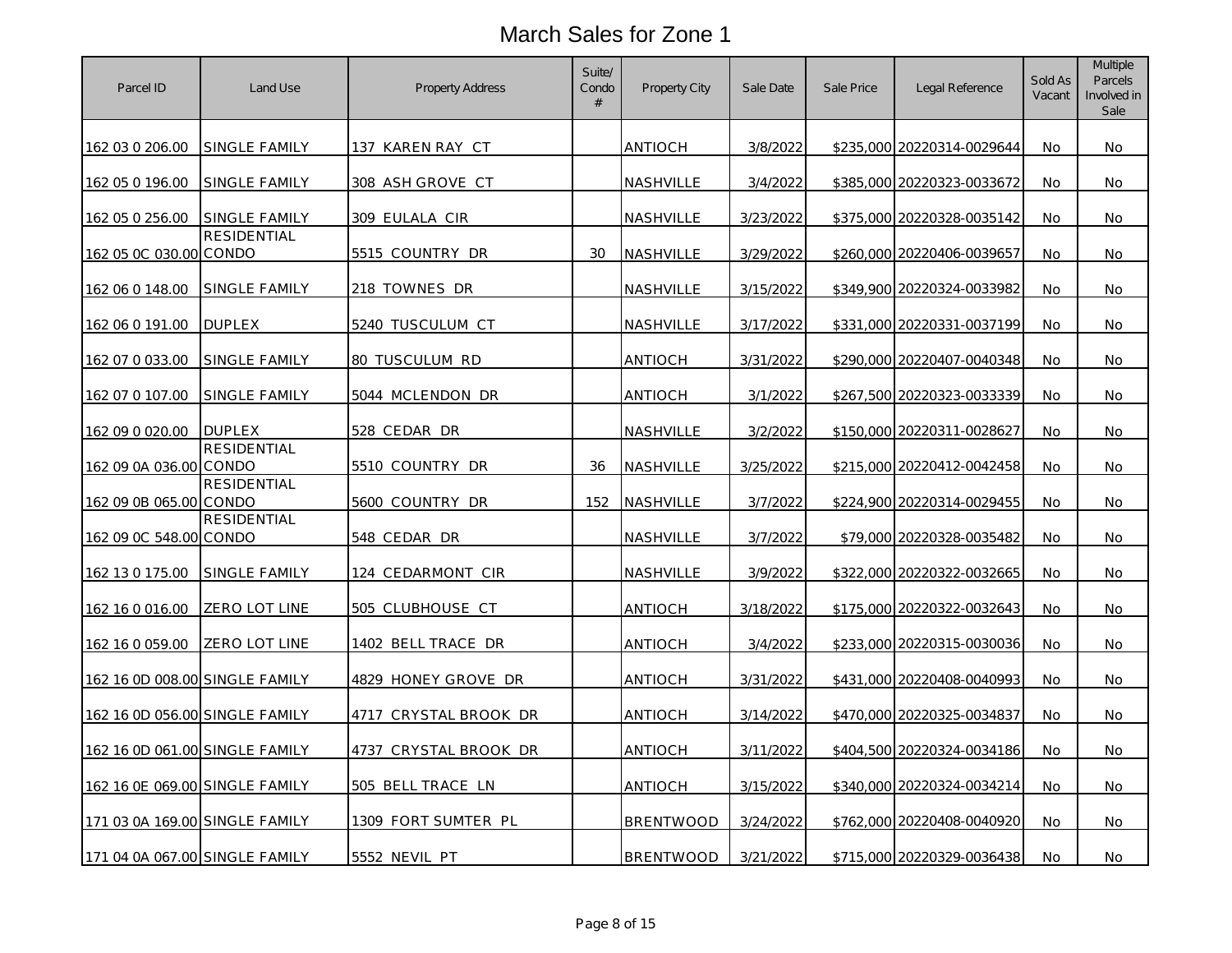# March Sales for Zone 1

| Parcel ID | Land Use | Property Address | Suite/ Condo # | Property City | Sale Date | Sale Price | Legal Reference | Sold As Vacant | Multiple Parcels Involved in Sale |
|---|---|---|---|---|---|---|---|---|---|
| 162 03 0 206.00 | SINGLE FAMILY | 137 KAREN RAY CT | | ANTIOCH | 3/8/2022 | $235,000 | 20220314-0029644 | No | No |
| 162 05 0 196.00 | SINGLE FAMILY | 308 ASH GROVE CT | | NASHVILLE | 3/4/2022 | $385,000 | 20220323-0033672 | No | No |
| 162 05 0 256.00 | SINGLE FAMILY | 309 EULALA CIR | | NASHVILLE | 3/23/2022 | $375,000 | 20220328-0035142 | No | No |
| 162 05 0C 030.00 | RESIDENTIAL CONDO | 5515 COUNTRY DR | 30 | NASHVILLE | 3/29/2022 | $260,000 | 20220406-0039657 | No | No |
| 162 06 0 148.00 | SINGLE FAMILY | 218 TOWNES DR | | NASHVILLE | 3/15/2022 | $349,900 | 20220324-0033982 | No | No |
| 162 06 0 191.00 | DUPLEX | 5240 TUSCULUM CT | | NASHVILLE | 3/17/2022 | $331,000 | 20220331-0037199 | No | No |
| 162 07 0 033.00 | SINGLE FAMILY | 80 TUSCULUM RD | | ANTIOCH | 3/31/2022 | $290,000 | 20220407-0040348 | No | No |
| 162 07 0 107.00 | SINGLE FAMILY | 5044 MCLENDON DR | | ANTIOCH | 3/1/2022 | $267,500 | 20220323-0033339 | No | No |
| 162 09 0 020.00 | DUPLEX | 528 CEDAR DR | | NASHVILLE | 3/2/2022 | $150,000 | 20220311-0028627 | No | No |
| 162 09 0A 036.00 | RESIDENTIAL CONDO | 5510 COUNTRY DR | 36 | NASHVILLE | 3/25/2022 | $215,000 | 20220412-0042458 | No | No |
| 162 09 0B 065.00 | RESIDENTIAL CONDO | 5600 COUNTRY DR | 152 | NASHVILLE | 3/7/2022 | $224,900 | 20220314-0029455 | No | No |
| 162 09 0C 548.00 | RESIDENTIAL CONDO | 548 CEDAR DR | | NASHVILLE | 3/7/2022 | $79,000 | 20220328-0035482 | No | No |
| 162 13 0 175.00 | SINGLE FAMILY | 124 CEDARMONT CIR | | NASHVILLE | 3/9/2022 | $322,000 | 20220322-0032665 | No | No |
| 162 16 0 016.00 | ZERO LOT LINE | 505 CLUBHOUSE CT | | ANTIOCH | 3/18/2022 | $175,000 | 20220322-0032643 | No | No |
| 162 16 0 059.00 | ZERO LOT LINE | 1402 BELL TRACE DR | | ANTIOCH | 3/4/2022 | $233,000 | 20220315-0030036 | No | No |
| 162 16 0D 008.00 | SINGLE FAMILY | 4829 HONEY GROVE DR | | ANTIOCH | 3/31/2022 | $431,000 | 20220408-0040993 | No | No |
| 162 16 0D 056.00 | SINGLE FAMILY | 4717 CRYSTAL BROOK DR | | ANTIOCH | 3/14/2022 | $470,000 | 20220325-0034837 | No | No |
| 162 16 0D 061.00 | SINGLE FAMILY | 4737 CRYSTAL BROOK DR | | ANTIOCH | 3/11/2022 | $404,500 | 20220324-0034186 | No | No |
| 162 16 0E 069.00 | SINGLE FAMILY | 505 BELL TRACE LN | | ANTIOCH | 3/15/2022 | $340,000 | 20220324-0034214 | No | No |
| 171 03 0A 169.00 | SINGLE FAMILY | 1309 FORT SUMTER PL | | BRENTWOOD | 3/24/2022 | $762,000 | 20220408-0040920 | No | No |
| 171 04 0A 067.00 | SINGLE FAMILY | 5552 NEVIL PT | | BRENTWOOD | 3/21/2022 | $715,000 | 20220329-0036438 | No | No |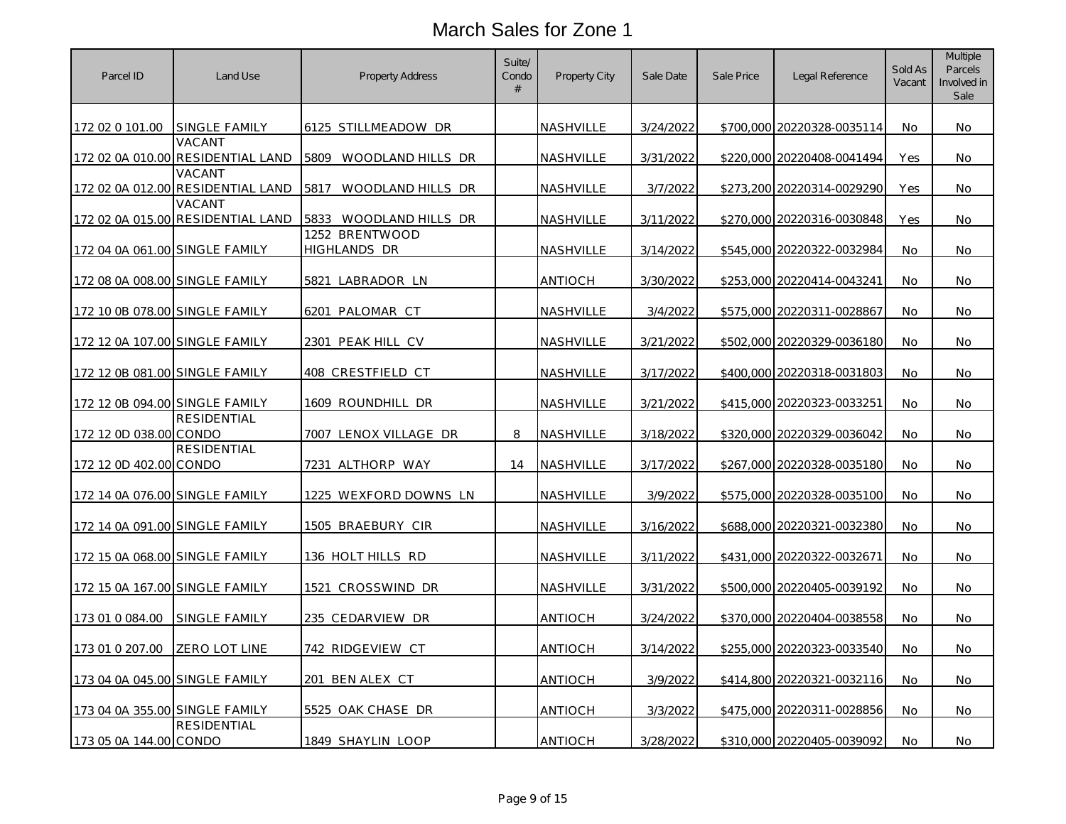# March Sales for Zone 1

| Parcel ID | Land Use | Property Address | Suite/ Condo # | Property City | Sale Date | Sale Price | Legal Reference | Sold As Vacant | Multiple Parcels Involved in Sale |
|---|---|---|---|---|---|---|---|---|---|
| 172 02 0 101.00 | SINGLE FAMILY | 6125 STILLMEADOW DR | | NASHVILLE | 3/24/2022 | $700,000 | 20220328-0035114 | No | No |
| 172 02 0A 010.00 | VACANT RESIDENTIAL LAND | 5809 WOODLAND HILLS DR | | NASHVILLE | 3/31/2022 | $220,000 | 20220408-0041494 | Yes | No |
| 172 02 0A 012.00 | VACANT RESIDENTIAL LAND | 5817 WOODLAND HILLS DR | | NASHVILLE | 3/7/2022 | $273,200 | 20220314-0029290 | Yes | No |
| 172 02 0A 015.00 | VACANT RESIDENTIAL LAND | 5833 WOODLAND HILLS DR | | NASHVILLE | 3/11/2022 | $270,000 | 20220316-0030848 | Yes | No |
| 172 04 0A 061.00 | SINGLE FAMILY | 1252 BRENTWOOD HIGHLANDS DR | | NASHVILLE | 3/14/2022 | $545,000 | 20220322-0032984 | No | No |
| 172 08 0A 008.00 | SINGLE FAMILY | 5821 LABRADOR LN | | ANTIOCH | 3/30/2022 | $253,000 | 20220414-0043241 | No | No |
| 172 10 0B 078.00 | SINGLE FAMILY | 6201 PALOMAR CT | | NASHVILLE | 3/4/2022 | $575,000 | 20220311-0028867 | No | No |
| 172 12 0A 107.00 | SINGLE FAMILY | 2301 PEAK HILL CV | | NASHVILLE | 3/21/2022 | $502,000 | 20220329-0036180 | No | No |
| 172 12 0B 081.00 | SINGLE FAMILY | 408 CRESTFIELD CT | | NASHVILLE | 3/17/2022 | $400,000 | 20220318-0031803 | No | No |
| 172 12 0B 094.00 | SINGLE FAMILY | 1609 ROUNDHILL DR | | NASHVILLE | 3/21/2022 | $415,000 | 20220323-0033251 | No | No |
| 172 12 0D 038.00 | RESIDENTIAL CONDO | 7007 LENOX VILLAGE DR | 8 | NASHVILLE | 3/18/2022 | $320,000 | 20220329-0036042 | No | No |
| 172 12 0D 402.00 | RESIDENTIAL CONDO | 7231 ALTHORP WAY | 14 | NASHVILLE | 3/17/2022 | $267,000 | 20220328-0035180 | No | No |
| 172 14 0A 076.00 | SINGLE FAMILY | 1225 WEXFORD DOWNS LN | | NASHVILLE | 3/9/2022 | $575,000 | 20220328-0035100 | No | No |
| 172 14 0A 091.00 | SINGLE FAMILY | 1505 BRAEBURY CIR | | NASHVILLE | 3/16/2022 | $688,000 | 20220321-0032380 | No | No |
| 172 15 0A 068.00 | SINGLE FAMILY | 136 HOLT HILLS RD | | NASHVILLE | 3/11/2022 | $431,000 | 20220322-0032671 | No | No |
| 172 15 0A 167.00 | SINGLE FAMILY | 1521 CROSSWIND DR | | NASHVILLE | 3/31/2022 | $500,000 | 20220405-0039192 | No | No |
| 173 01 0 084.00 | SINGLE FAMILY | 235 CEDARVIEW DR | | ANTIOCH | 3/24/2022 | $370,000 | 20220404-0038558 | No | No |
| 173 01 0 207.00 | ZERO LOT LINE | 742 RIDGEVIEW CT | | ANTIOCH | 3/14/2022 | $255,000 | 20220323-0033540 | No | No |
| 173 04 0A 045.00 | SINGLE FAMILY | 201 BEN ALEX CT | | ANTIOCH | 3/9/2022 | $414,800 | 20220321-0032116 | No | No |
| 173 04 0A 355.00 | SINGLE FAMILY | 5525 OAK CHASE DR | | ANTIOCH | 3/3/2022 | $475,000 | 20220311-0028856 | No | No |
| 173 05 0A 144.00 | RESIDENTIAL CONDO | 1849 SHAYLIN LOOP | | ANTIOCH | 3/28/2022 | $310,000 | 20220405-0039092 | No | No |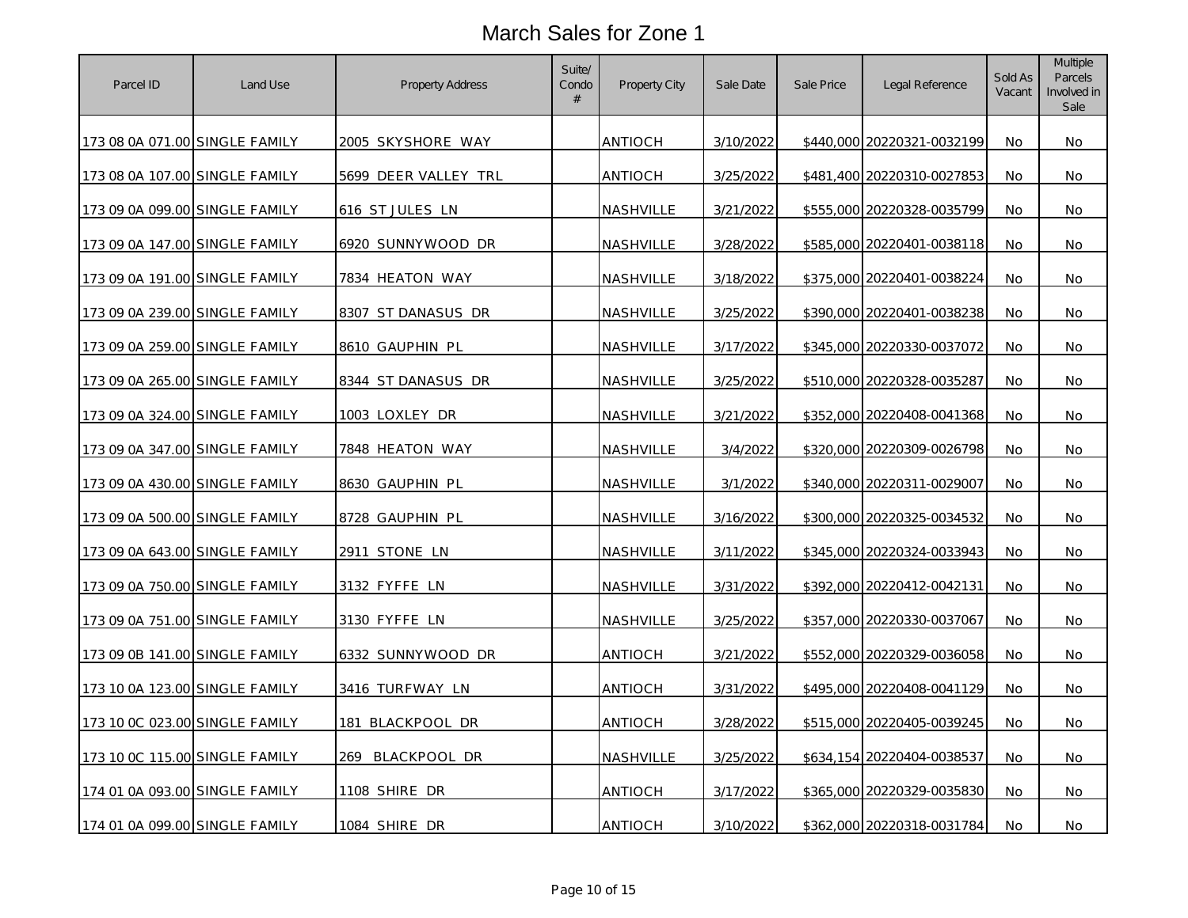# March Sales for Zone 1

| Parcel ID | Land Use | Property Address | Suite/ Condo # | Property City | Sale Date | Sale Price | Legal Reference | Sold As Vacant | Multiple Parcels Involved in Sale |
|---|---|---|---|---|---|---|---|---|---|
| 173 08 0A 071.00 | SINGLE FAMILY | 2005 SKYSHORE WAY | | ANTIOCH | 3/10/2022 | $440,000 | 20220321-0032199 | No | No |
| 173 08 0A 107.00 | SINGLE FAMILY | 5699 DEER VALLEY TRL | | ANTIOCH | 3/25/2022 | $481,400 | 20220310-0027853 | No | No |
| 173 09 0A 099.00 | SINGLE FAMILY | 616 ST JULES LN | | NASHVILLE | 3/21/2022 | $555,000 | 20220328-0035799 | No | No |
| 173 09 0A 147.00 | SINGLE FAMILY | 6920 SUNNYWOOD DR | | NASHVILLE | 3/28/2022 | $585,000 | 20220401-0038118 | No | No |
| 173 09 0A 191.00 | SINGLE FAMILY | 7834 HEATON WAY | | NASHVILLE | 3/18/2022 | $375,000 | 20220401-0038224 | No | No |
| 173 09 0A 239.00 | SINGLE FAMILY | 8307 ST DANASUS DR | | NASHVILLE | 3/25/2022 | $390,000 | 20220401-0038238 | No | No |
| 173 09 0A 259.00 | SINGLE FAMILY | 8610 GAUPHIN PL | | NASHVILLE | 3/17/2022 | $345,000 | 20220330-0037072 | No | No |
| 173 09 0A 265.00 | SINGLE FAMILY | 8344 ST DANASUS DR | | NASHVILLE | 3/25/2022 | $510,000 | 20220328-0035287 | No | No |
| 173 09 0A 324.00 | SINGLE FAMILY | 1003 LOXLEY DR | | NASHVILLE | 3/21/2022 | $352,000 | 20220408-0041368 | No | No |
| 173 09 0A 347.00 | SINGLE FAMILY | 7848 HEATON WAY | | NASHVILLE | 3/4/2022 | $320,000 | 20220309-0026798 | No | No |
| 173 09 0A 430.00 | SINGLE FAMILY | 8630 GAUPHIN PL | | NASHVILLE | 3/1/2022 | $340,000 | 20220311-0029007 | No | No |
| 173 09 0A 500.00 | SINGLE FAMILY | 8728 GAUPHIN PL | | NASHVILLE | 3/16/2022 | $300,000 | 20220325-0034532 | No | No |
| 173 09 0A 643.00 | SINGLE FAMILY | 2911 STONE LN | | NASHVILLE | 3/11/2022 | $345,000 | 20220324-0033943 | No | No |
| 173 09 0A 750.00 | SINGLE FAMILY | 3132 FYFFE LN | | NASHVILLE | 3/31/2022 | $392,000 | 20220412-0042131 | No | No |
| 173 09 0A 751.00 | SINGLE FAMILY | 3130 FYFFE LN | | NASHVILLE | 3/25/2022 | $357,000 | 20220330-0037067 | No | No |
| 173 09 0B 141.00 | SINGLE FAMILY | 6332 SUNNYWOOD DR | | ANTIOCH | 3/21/2022 | $552,000 | 20220329-0036058 | No | No |
| 173 10 0A 123.00 | SINGLE FAMILY | 3416 TURFWAY LN | | ANTIOCH | 3/31/2022 | $495,000 | 20220408-0041129 | No | No |
| 173 10 0C 023.00 | SINGLE FAMILY | 181 BLACKPOOL DR | | ANTIOCH | 3/28/2022 | $515,000 | 20220405-0039245 | No | No |
| 173 10 0C 115.00 | SINGLE FAMILY | 269 BLACKPOOL DR | | NASHVILLE | 3/25/2022 | $634,154 | 20220404-0038537 | No | No |
| 174 01 0A 093.00 | SINGLE FAMILY | 1108 SHIRE DR | | ANTIOCH | 3/17/2022 | $365,000 | 20220329-0035830 | No | No |
| 174 01 0A 099.00 | SINGLE FAMILY | 1084 SHIRE DR | | ANTIOCH | 3/10/2022 | $362,000 | 20220318-0031784 | No | No |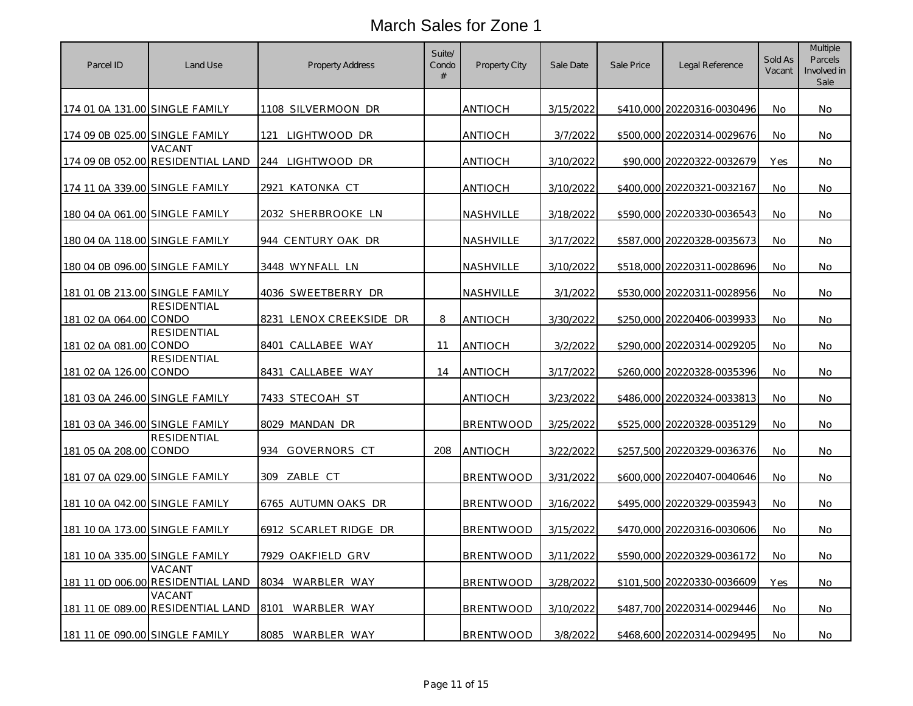# March Sales for Zone 1

| Parcel ID | Land Use | Property Address | Suite/ Condo # | Property City | Sale Date | Sale Price | Legal Reference | Sold As Vacant | Multiple Parcels Involved in Sale |
|---|---|---|---|---|---|---|---|---|---|
| 174 01 0A 131.00 | SINGLE FAMILY | 1108 SILVERMOON DR | | ANTIOCH | 3/15/2022 | $410,000 | 20220316-0030496 | No | No |
| 174 09 0B 025.00 | SINGLE FAMILY | 121 LIGHTWOOD DR | | ANTIOCH | 3/7/2022 | $500,000 | 20220314-0029676 | No | No |
| 174 09 0B 052.00 | VACANT RESIDENTIAL LAND | 244 LIGHTWOOD DR | | ANTIOCH | 3/10/2022 | $90,000 | 20220322-0032679 | Yes | No |
| 174 11 0A 339.00 | SINGLE FAMILY | 2921 KATONKA CT | | ANTIOCH | 3/10/2022 | $400,000 | 20220321-0032167 | No | No |
| 180 04 0A 061.00 | SINGLE FAMILY | 2032 SHERBROOKE LN | | NASHVILLE | 3/18/2022 | $590,000 | 20220330-0036543 | No | No |
| 180 04 0A 118.00 | SINGLE FAMILY | 944 CENTURY OAK DR | | NASHVILLE | 3/17/2022 | $587,000 | 20220328-0035673 | No | No |
| 180 04 0B 096.00 | SINGLE FAMILY | 3448 WYNFALL LN | | NASHVILLE | 3/10/2022 | $518,000 | 20220311-0028696 | No | No |
| 181 01 0B 213.00 | SINGLE FAMILY | 4036 SWEETBERRY DR | | NASHVILLE | 3/1/2022 | $530,000 | 20220311-0028956 | No | No |
| 181 02 0A 064.00 | RESIDENTIAL CONDO | 8231 LENOX CREEKSIDE DR | 8 | ANTIOCH | 3/30/2022 | $250,000 | 20220406-0039933 | No | No |
| 181 02 0A 081.00 | RESIDENTIAL CONDO | 8401 CALLABEE WAY | 11 | ANTIOCH | 3/2/2022 | $290,000 | 20220314-0029205 | No | No |
| 181 02 0A 126.00 | RESIDENTIAL CONDO | 8431 CALLABEE WAY | 14 | ANTIOCH | 3/17/2022 | $260,000 | 20220328-0035396 | No | No |
| 181 03 0A 246.00 | SINGLE FAMILY | 7433 STECOAH ST | | ANTIOCH | 3/23/2022 | $486,000 | 20220324-0033813 | No | No |
| 181 03 0A 346.00 | SINGLE FAMILY | 8029 MANDAN DR | | BRENTWOOD | 3/25/2022 | $525,000 | 20220328-0035129 | No | No |
| 181 05 0A 208.00 | RESIDENTIAL CONDO | 934 GOVERNORS CT | 208 | ANTIOCH | 3/22/2022 | $257,500 | 20220329-0036376 | No | No |
| 181 07 0A 029.00 | SINGLE FAMILY | 309 ZABLE CT | | BRENTWOOD | 3/31/2022 | $600,000 | 20220407-0040646 | No | No |
| 181 10 0A 042.00 | SINGLE FAMILY | 6765 AUTUMN OAKS DR | | BRENTWOOD | 3/16/2022 | $495,000 | 20220329-0035943 | No | No |
| 181 10 0A 173.00 | SINGLE FAMILY | 6912 SCARLET RIDGE DR | | BRENTWOOD | 3/15/2022 | $470,000 | 20220316-0030606 | No | No |
| 181 10 0A 335.00 | SINGLE FAMILY | 7929 OAKFIELD GRV | | BRENTWOOD | 3/11/2022 | $590,000 | 20220329-0036172 | No | No |
| 181 11 0D 006.00 | VACANT RESIDENTIAL LAND | 8034 WARBLER WAY | | BRENTWOOD | 3/28/2022 | $101,500 | 20220330-0036609 | Yes | No |
| 181 11 0E 089.00 | VACANT RESIDENTIAL LAND | 8101 WARBLER WAY | | BRENTWOOD | 3/10/2022 | $487,700 | 20220314-0029446 | No | No |
| 181 11 0E 090.00 | SINGLE FAMILY | 8085 WARBLER WAY | | BRENTWOOD | 3/8/2022 | $468,600 | 20220314-0029495 | No | No |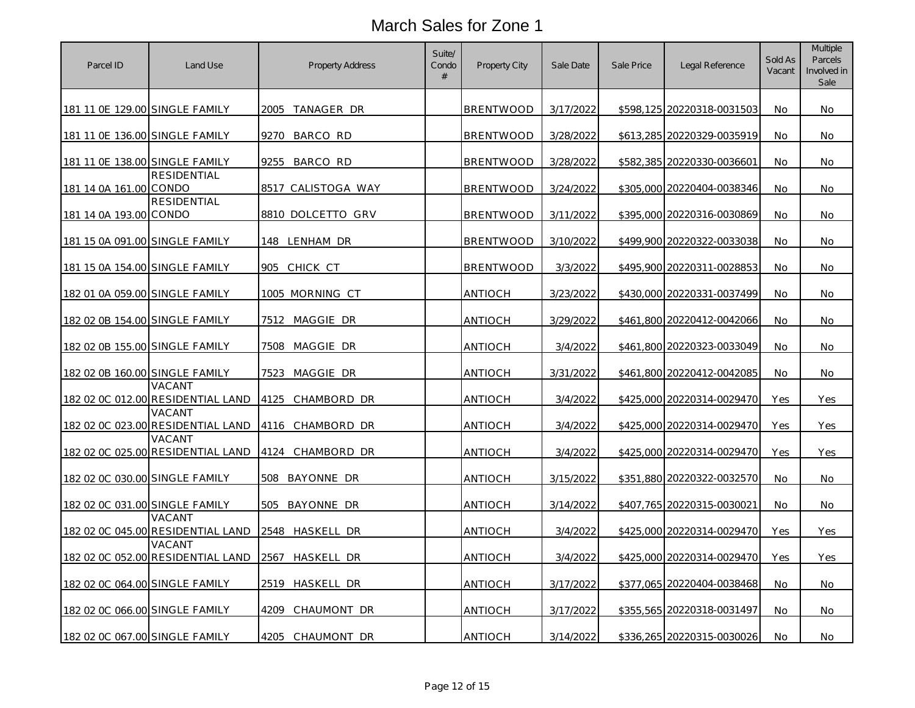# March Sales for Zone 1

| Parcel ID | Land Use | Property Address | Suite/ Condo # | Property City | Sale Date | Sale Price | Legal Reference | Sold As Vacant | Multiple Parcels Involved in Sale |
|---|---|---|---|---|---|---|---|---|---|
| 181 11 0E 129.00 | SINGLE FAMILY | 2005 TANAGER DR | | BRENTWOOD | 3/17/2022 | $598,125 | 20220318-0031503 | No | No |
| 181 11 0E 136.00 | SINGLE FAMILY | 9270 BARCO RD | | BRENTWOOD | 3/28/2022 | $613,285 | 20220329-0035919 | No | No |
| 181 11 0E 138.00 | SINGLE FAMILY | 9255 BARCO RD | | BRENTWOOD | 3/28/2022 | $582,385 | 20220330-0036601 | No | No |
| 181 14 0A 161.00 | RESIDENTIAL CONDO | 8517 CALISTOGA WAY | | BRENTWOOD | 3/24/2022 | $305,000 | 20220404-0038346 | No | No |
| 181 14 0A 193.00 | RESIDENTIAL CONDO | 8810 DOLCETTO GRV | | BRENTWOOD | 3/11/2022 | $395,000 | 20220316-0030869 | No | No |
| 181 15 0A 091.00 | SINGLE FAMILY | 148 LENHAM DR | | BRENTWOOD | 3/10/2022 | $499,900 | 20220322-0033038 | No | No |
| 181 15 0A 154.00 | SINGLE FAMILY | 905 CHICK CT | | BRENTWOOD | 3/3/2022 | $495,900 | 20220311-0028853 | No | No |
| 182 01 0A 059.00 | SINGLE FAMILY | 1005 MORNING CT | | ANTIOCH | 3/23/2022 | $430,000 | 20220331-0037499 | No | No |
| 182 02 0B 154.00 | SINGLE FAMILY | 7512 MAGGIE DR | | ANTIOCH | 3/29/2022 | $461,800 | 20220412-0042066 | No | No |
| 182 02 0B 155.00 | SINGLE FAMILY | 7508 MAGGIE DR | | ANTIOCH | 3/4/2022 | $461,800 | 20220323-0033049 | No | No |
| 182 02 0B 160.00 | SINGLE FAMILY | 7523 MAGGIE DR | | ANTIOCH | 3/31/2022 | $461,800 | 20220412-0042085 | No | No |
| 182 02 0C 012.00 | VACANT RESIDENTIAL LAND | 4125 CHAMBORD DR | | ANTIOCH | 3/4/2022 | $425,000 | 20220314-0029470 | Yes | Yes |
| 182 02 0C 023.00 | VACANT RESIDENTIAL LAND | 4116 CHAMBORD DR | | ANTIOCH | 3/4/2022 | $425,000 | 20220314-0029470 | Yes | Yes |
| 182 02 0C 025.00 | VACANT RESIDENTIAL LAND | 4124 CHAMBORD DR | | ANTIOCH | 3/4/2022 | $425,000 | 20220314-0029470 | Yes | Yes |
| 182 02 0C 030.00 | SINGLE FAMILY | 508 BAYONNE DR | | ANTIOCH | 3/15/2022 | $351,880 | 20220322-0032570 | No | No |
| 182 02 0C 031.00 | SINGLE FAMILY | 505 BAYONNE DR | | ANTIOCH | 3/14/2022 | $407,765 | 20220315-0030021 | No | No |
| 182 02 0C 045.00 | VACANT RESIDENTIAL LAND | 2548 HASKELL DR | | ANTIOCH | 3/4/2022 | $425,000 | 20220314-0029470 | Yes | Yes |
| 182 02 0C 052.00 | VACANT RESIDENTIAL LAND | 2567 HASKELL DR | | ANTIOCH | 3/4/2022 | $425,000 | 20220314-0029470 | Yes | Yes |
| 182 02 0C 064.00 | SINGLE FAMILY | 2519 HASKELL DR | | ANTIOCH | 3/17/2022 | $377,065 | 20220404-0038468 | No | No |
| 182 02 0C 066.00 | SINGLE FAMILY | 4209 CHAUMONT DR | | ANTIOCH | 3/17/2022 | $355,565 | 20220318-0031497 | No | No |
| 182 02 0C 067.00 | SINGLE FAMILY | 4205 CHAUMONT DR | | ANTIOCH | 3/14/2022 | $336,265 | 20220315-0030026 | No | No |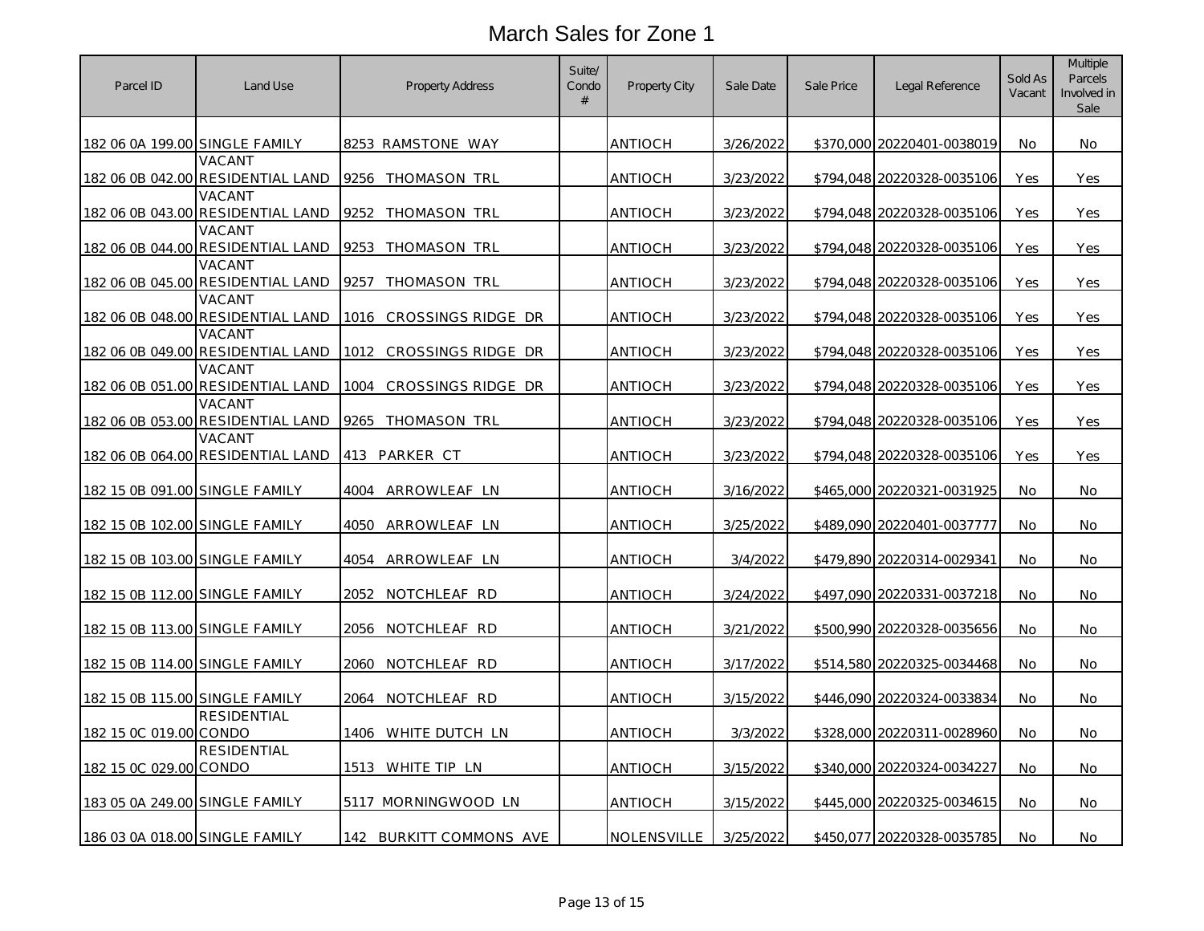# March Sales for Zone 1

| Parcel ID | Land Use | Property Address | Suite/ Condo # | Property City | Sale Date | Sale Price | Legal Reference | Sold As Vacant | Multiple Parcels Involved in Sale |
|---|---|---|---|---|---|---|---|---|---|
| 182 06 0A 199.00 | SINGLE FAMILY | 8253 RAMSTONE WAY | | ANTIOCH | 3/26/2022 | $370,000 | 20220401-0038019 | No | No |
| 182 06 0B 042.00 | VACANT RESIDENTIAL LAND | 9256 THOMASON TRL | | ANTIOCH | 3/23/2022 | $794,048 | 20220328-0035106 | Yes | Yes |
| 182 06 0B 043.00 | VACANT RESIDENTIAL LAND | 9252 THOMASON TRL | | ANTIOCH | 3/23/2022 | $794,048 | 20220328-0035106 | Yes | Yes |
| 182 06 0B 044.00 | VACANT RESIDENTIAL LAND | 9253 THOMASON TRL | | ANTIOCH | 3/23/2022 | $794,048 | 20220328-0035106 | Yes | Yes |
| 182 06 0B 045.00 | VACANT RESIDENTIAL LAND | 9257 THOMASON TRL | | ANTIOCH | 3/23/2022 | $794,048 | 20220328-0035106 | Yes | Yes |
| 182 06 0B 048.00 | VACANT RESIDENTIAL LAND | 1016 CROSSINGS RIDGE DR | | ANTIOCH | 3/23/2022 | $794,048 | 20220328-0035106 | Yes | Yes |
| 182 06 0B 049.00 | VACANT RESIDENTIAL LAND | 1012 CROSSINGS RIDGE DR | | ANTIOCH | 3/23/2022 | $794,048 | 20220328-0035106 | Yes | Yes |
| 182 06 0B 051.00 | VACANT RESIDENTIAL LAND | 1004 CROSSINGS RIDGE DR | | ANTIOCH | 3/23/2022 | $794,048 | 20220328-0035106 | Yes | Yes |
| 182 06 0B 053.00 | VACANT RESIDENTIAL LAND | 9265 THOMASON TRL | | ANTIOCH | 3/23/2022 | $794,048 | 20220328-0035106 | Yes | Yes |
| 182 06 0B 064.00 | VACANT RESIDENTIAL LAND | 413 PARKER CT | | ANTIOCH | 3/23/2022 | $794,048 | 20220328-0035106 | Yes | Yes |
| 182 15 0B 091.00 | SINGLE FAMILY | 4004 ARROWLEAF LN | | ANTIOCH | 3/16/2022 | $465,000 | 20220321-0031925 | No | No |
| 182 15 0B 102.00 | SINGLE FAMILY | 4050 ARROWLEAF LN | | ANTIOCH | 3/25/2022 | $489,090 | 20220401-0037777 | No | No |
| 182 15 0B 103.00 | SINGLE FAMILY | 4054 ARROWLEAF LN | | ANTIOCH | 3/4/2022 | $479,890 | 20220314-0029341 | No | No |
| 182 15 0B 112.00 | SINGLE FAMILY | 2052 NOTCHLEAF RD | | ANTIOCH | 3/24/2022 | $497,090 | 20220331-0037218 | No | No |
| 182 15 0B 113.00 | SINGLE FAMILY | 2056 NOTCHLEAF RD | | ANTIOCH | 3/21/2022 | $500,990 | 20220328-0035656 | No | No |
| 182 15 0B 114.00 | SINGLE FAMILY | 2060 NOTCHLEAF RD | | ANTIOCH | 3/17/2022 | $514,580 | 20220325-0034468 | No | No |
| 182 15 0B 115.00 | SINGLE FAMILY | 2064 NOTCHLEAF RD | | ANTIOCH | 3/15/2022 | $446,090 | 20220324-0033834 | No | No |
| 182 15 0C 019.00 | RESIDENTIAL CONDO | 1406 WHITE DUTCH LN | | ANTIOCH | 3/3/2022 | $328,000 | 20220311-0028960 | No | No |
| 182 15 0C 029.00 | RESIDENTIAL CONDO | 1513 WHITE TIP LN | | ANTIOCH | 3/15/2022 | $340,000 | 20220324-0034227 | No | No |
| 183 05 0A 249.00 | SINGLE FAMILY | 5117 MORNINGWOOD LN | | ANTIOCH | 3/15/2022 | $445,000 | 20220325-0034615 | No | No |
| 186 03 0A 018.00 | SINGLE FAMILY | 142 BURKITT COMMONS AVE | | NOLENSVILLE | 3/25/2022 | $450,077 | 20220328-0035785 | No | No |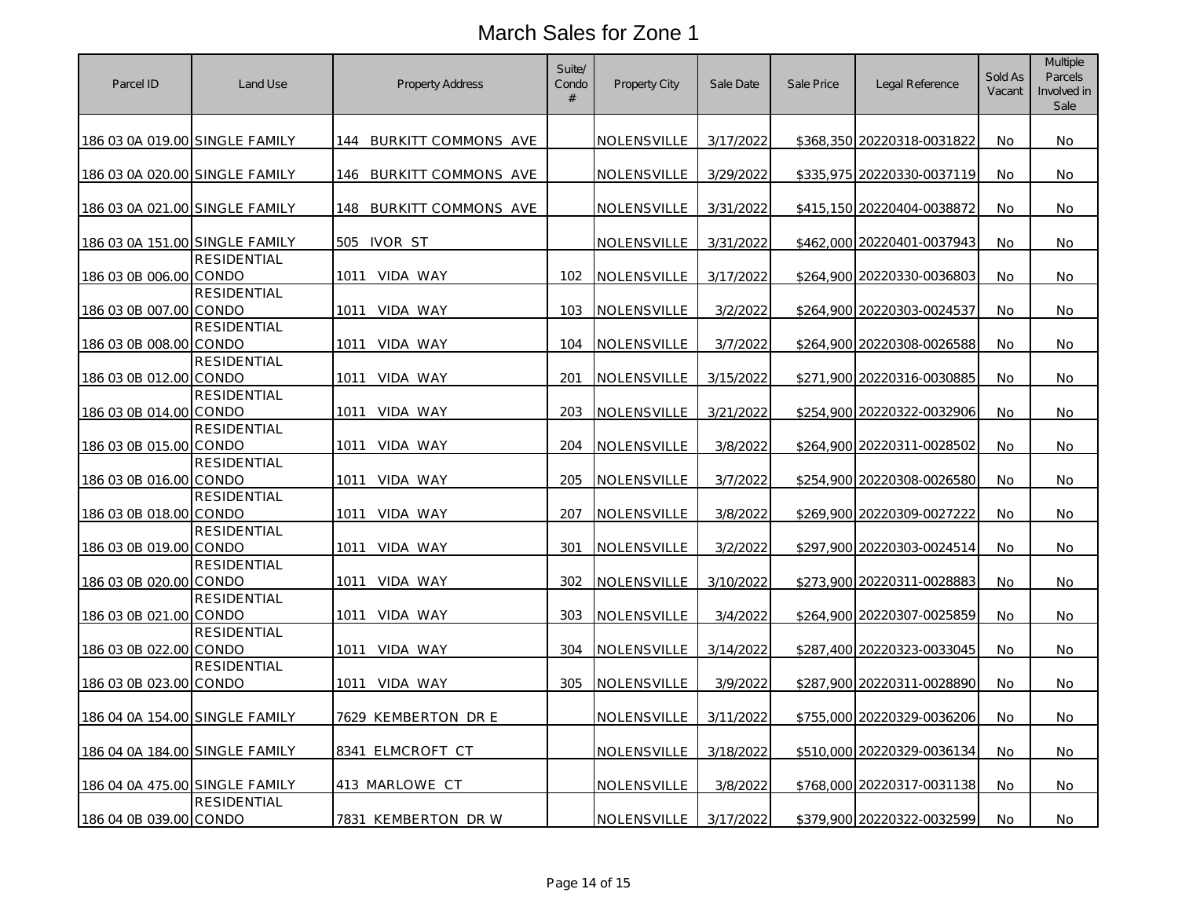# March Sales for Zone 1

| Parcel ID | Land Use | Property Address | Suite/ Condo # | Property City | Sale Date | Sale Price | Legal Reference | Sold As Vacant | Multiple Parcels Involved in Sale |
|---|---|---|---|---|---|---|---|---|---|
| 186 03 0A 019.00 | SINGLE FAMILY | 144 BURKITT COMMONS AVE | | NOLENSVILLE | 3/17/2022 | $368,350 | 20220318-0031822 | No | No |
| 186 03 0A 020.00 | SINGLE FAMILY | 146 BURKITT COMMONS AVE | | NOLENSVILLE | 3/29/2022 | $335,975 | 20220330-0037119 | No | No |
| 186 03 0A 021.00 | SINGLE FAMILY | 148 BURKITT COMMONS AVE | | NOLENSVILLE | 3/31/2022 | $415,150 | 20220404-0038872 | No | No |
| 186 03 0A 151.00 | SINGLE FAMILY | 505 IVOR ST | | NOLENSVILLE | 3/31/2022 | $462,000 | 20220401-0037943 | No | No |
| 186 03 0B 006.00 | RESIDENTIAL CONDO | 1011 VIDA WAY | 102 | NOLENSVILLE | 3/17/2022 | $264,900 | 20220330-0036803 | No | No |
| 186 03 0B 007.00 | RESIDENTIAL CONDO | 1011 VIDA WAY | 103 | NOLENSVILLE | 3/2/2022 | $264,900 | 20220303-0024537 | No | No |
| 186 03 0B 008.00 | RESIDENTIAL CONDO | 1011 VIDA WAY | 104 | NOLENSVILLE | 3/7/2022 | $264,900 | 20220308-0026588 | No | No |
| 186 03 0B 012.00 | RESIDENTIAL CONDO | 1011 VIDA WAY | 201 | NOLENSVILLE | 3/15/2022 | $271,900 | 20220316-0030885 | No | No |
| 186 03 0B 014.00 | RESIDENTIAL CONDO | 1011 VIDA WAY | 203 | NOLENSVILLE | 3/21/2022 | $254,900 | 20220322-0032906 | No | No |
| 186 03 0B 015.00 | RESIDENTIAL CONDO | 1011 VIDA WAY | 204 | NOLENSVILLE | 3/8/2022 | $264,900 | 20220311-0028502 | No | No |
| 186 03 0B 016.00 | RESIDENTIAL CONDO | 1011 VIDA WAY | 205 | NOLENSVILLE | 3/7/2022 | $254,900 | 20220308-0026580 | No | No |
| 186 03 0B 018.00 | RESIDENTIAL CONDO | 1011 VIDA WAY | 207 | NOLENSVILLE | 3/8/2022 | $269,900 | 20220309-0027222 | No | No |
| 186 03 0B 019.00 | RESIDENTIAL CONDO | 1011 VIDA WAY | 301 | NOLENSVILLE | 3/2/2022 | $297,900 | 20220303-0024514 | No | No |
| 186 03 0B 020.00 | RESIDENTIAL CONDO | 1011 VIDA WAY | 302 | NOLENSVILLE | 3/10/2022 | $273,900 | 20220311-0028883 | No | No |
| 186 03 0B 021.00 | RESIDENTIAL CONDO | 1011 VIDA WAY | 303 | NOLENSVILLE | 3/4/2022 | $264,900 | 20220307-0025859 | No | No |
| 186 03 0B 022.00 | RESIDENTIAL CONDO | 1011 VIDA WAY | 304 | NOLENSVILLE | 3/14/2022 | $287,400 | 20220323-0033045 | No | No |
| 186 03 0B 023.00 | RESIDENTIAL CONDO | 1011 VIDA WAY | 305 | NOLENSVILLE | 3/9/2022 | $287,900 | 20220311-0028890 | No | No |
| 186 04 0A 154.00 | SINGLE FAMILY | 7629 KEMBERTON DR E | | NOLENSVILLE | 3/11/2022 | $755,000 | 20220329-0036206 | No | No |
| 186 04 0A 184.00 | SINGLE FAMILY | 8341 ELMCROFT CT | | NOLENSVILLE | 3/18/2022 | $510,000 | 20220329-0036134 | No | No |
| 186 04 0A 475.00 | SINGLE FAMILY | 413 MARLOWE CT | | NOLENSVILLE | 3/8/2022 | $768,000 | 20220317-0031138 | No | No |
| 186 04 0B 039.00 | RESIDENTIAL CONDO | 7831 KEMBERTON DR W | | NOLENSVILLE | 3/17/2022 | $379,900 | 20220322-0032599 | No | No |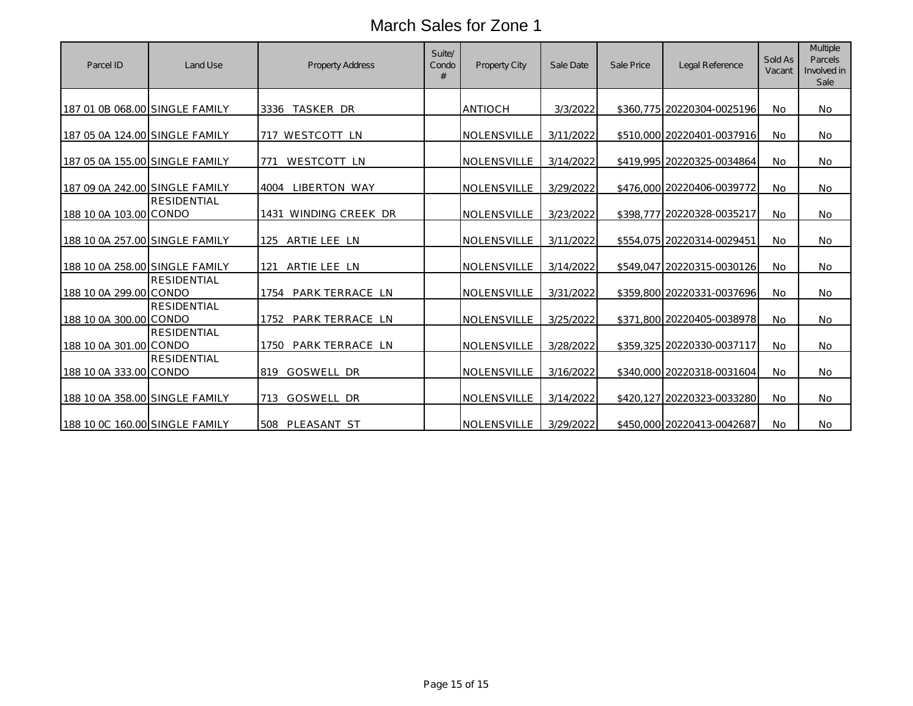# March Sales for Zone 1

| Parcel ID | Land Use | Property Address | Suite/ Condo # | Property City | Sale Date | Sale Price | Legal Reference | Sold As Vacant | Multiple Parcels Involved in Sale |
|---|---|---|---|---|---|---|---|---|---|
| 187 01 0B 068.00 | SINGLE FAMILY | 3336 TASKER DR | | ANTIOCH | 3/3/2022 | $360,775 | 20220304-0025196 | No | No |
| 187 05 0A 124.00 | SINGLE FAMILY | 717 WESTCOTT LN | | NOLENSVILLE | 3/11/2022 | $510,000 | 20220401-0037916 | No | No |
| 187 05 0A 155.00 | SINGLE FAMILY | 771 WESTCOTT LN | | NOLENSVILLE | 3/14/2022 | $419,995 | 20220325-0034864 | No | No |
| 187 09 0A 242.00 | SINGLE FAMILY | 4004 LIBERTON WAY | | NOLENSVILLE | 3/29/2022 | $476,000 | 20220406-0039772 | No | No |
| 188 10 0A 103.00 | RESIDENTIAL CONDO | 1431 WINDING CREEK DR | | NOLENSVILLE | 3/23/2022 | $398,777 | 20220328-0035217 | No | No |
| 188 10 0A 257.00 | SINGLE FAMILY | 125 ARTIE LEE LN | | NOLENSVILLE | 3/11/2022 | $554,075 | 20220314-0029451 | No | No |
| 188 10 0A 258.00 | SINGLE FAMILY | 121 ARTIE LEE LN | | NOLENSVILLE | 3/14/2022 | $549,047 | 20220315-0030126 | No | No |
| 188 10 0A 299.00 | RESIDENTIAL CONDO | 1754 PARK TERRACE LN | | NOLENSVILLE | 3/31/2022 | $359,800 | 20220331-0037696 | No | No |
| 188 10 0A 300.00 | RESIDENTIAL CONDO | 1752 PARK TERRACE LN | | NOLENSVILLE | 3/25/2022 | $371,800 | 20220405-0038978 | No | No |
| 188 10 0A 301.00 | RESIDENTIAL CONDO | 1750 PARK TERRACE LN | | NOLENSVILLE | 3/28/2022 | $359,325 | 20220330-0037117 | No | No |
| 188 10 0A 333.00 | RESIDENTIAL CONDO | 819 GOSWELL DR | | NOLENSVILLE | 3/16/2022 | $340,000 | 20220318-0031604 | No | No |
| 188 10 0A 358.00 | SINGLE FAMILY | 713 GOSWELL DR | | NOLENSVILLE | 3/14/2022 | $420,127 | 20220323-0033280 | No | No |
| 188 10 0C 160.00 | SINGLE FAMILY | 508 PLEASANT ST | | NOLENSVILLE | 3/29/2022 | $450,000 | 20220413-0042687 | No | No |